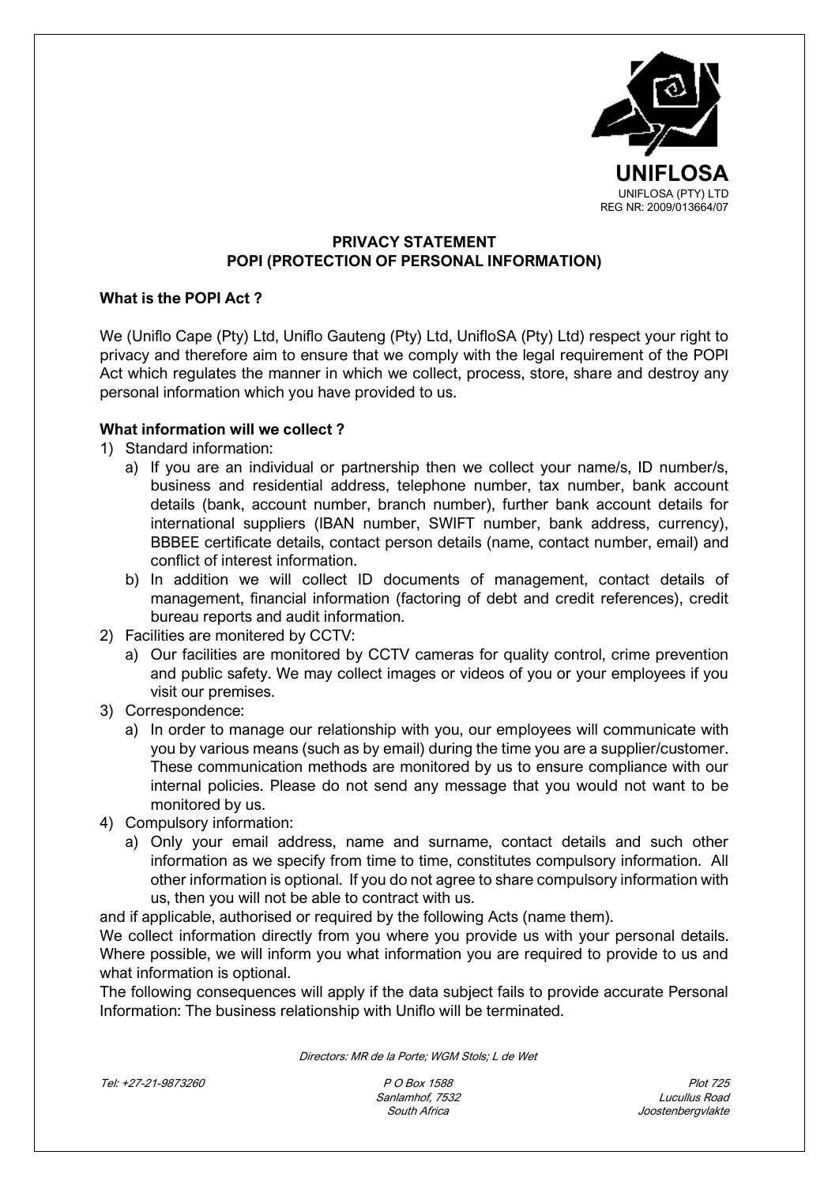**UNIFLOSA**
UNIFLOSA (PTY) LTD
REG NR: 2009/013664/07

## PRIVACY STATEMENT
## POPI (PROTECTION OF PERSONAL INFORMATION)

### What is the POPI Act ?

We (Uniflo Cape (Pty) Ltd, Uniflo Gauteng (Pty) Ltd, UnifloSA (Pty) Ltd) respect your right to privacy and therefore aim to ensure that we comply with the legal requirement of the POPI Act which regulates the manner in which we collect, process, store, share and destroy any personal information which you have provided to us.

### What information will we collect ?

1) Standard information:
   a) If you are an individual or partnership then we collect your name/s, ID number/s, business and residential address, telephone number, tax number, bank account details (bank, account number, branch number), further bank account details for international suppliers (IBAN number, SWIFT number, bank address, currency), BBBEE certificate details, contact person details (name, contact number, email) and conflict of interest information.
   b) In addition we will collect ID documents of management, contact details of management, financial information (factoring of debt and credit references), credit bureau reports and audit information.
2) Facilities are monitered by CCTV:
   a) Our facilities are monitored by CCTV cameras for quality control, crime prevention and public safety. We may collect images or videos of you or your employees if you visit our premises.
3) Correspondence:
   a) In order to manage our relationship with you, our employees will communicate with you by various means (such as by email) during the time you are a supplier/customer. These communication methods are monitored by us to ensure compliance with our internal policies. Please do not send any message that you would not want to be monitored by us.
4) Compulsory information:
   a) Only your email address, name and surname, contact details and such other information as we specify from time to time, constitutes compulsory information. All other information is optional. If you do not agree to share compulsory information with us, then you will not be able to contract with us.

and if applicable, authorised or required by the following Acts (name them).

We collect information directly from you where you provide us with your personal details. Where possible, we will inform you what information you are required to provide to us and what information is optional.

The following consequences will apply if the data subject fails to provide accurate Personal Information: The business relationship with Uniflo will be terminated.

*Directors: MR de la Porte; WGM Stols; L de Wet*

*Tel: +27-21-9873260* | *P O Box 1588, Sanlamhof, 7532, South Africa* | *Plot 725, Lucullus Road, Joostenbergvlakte*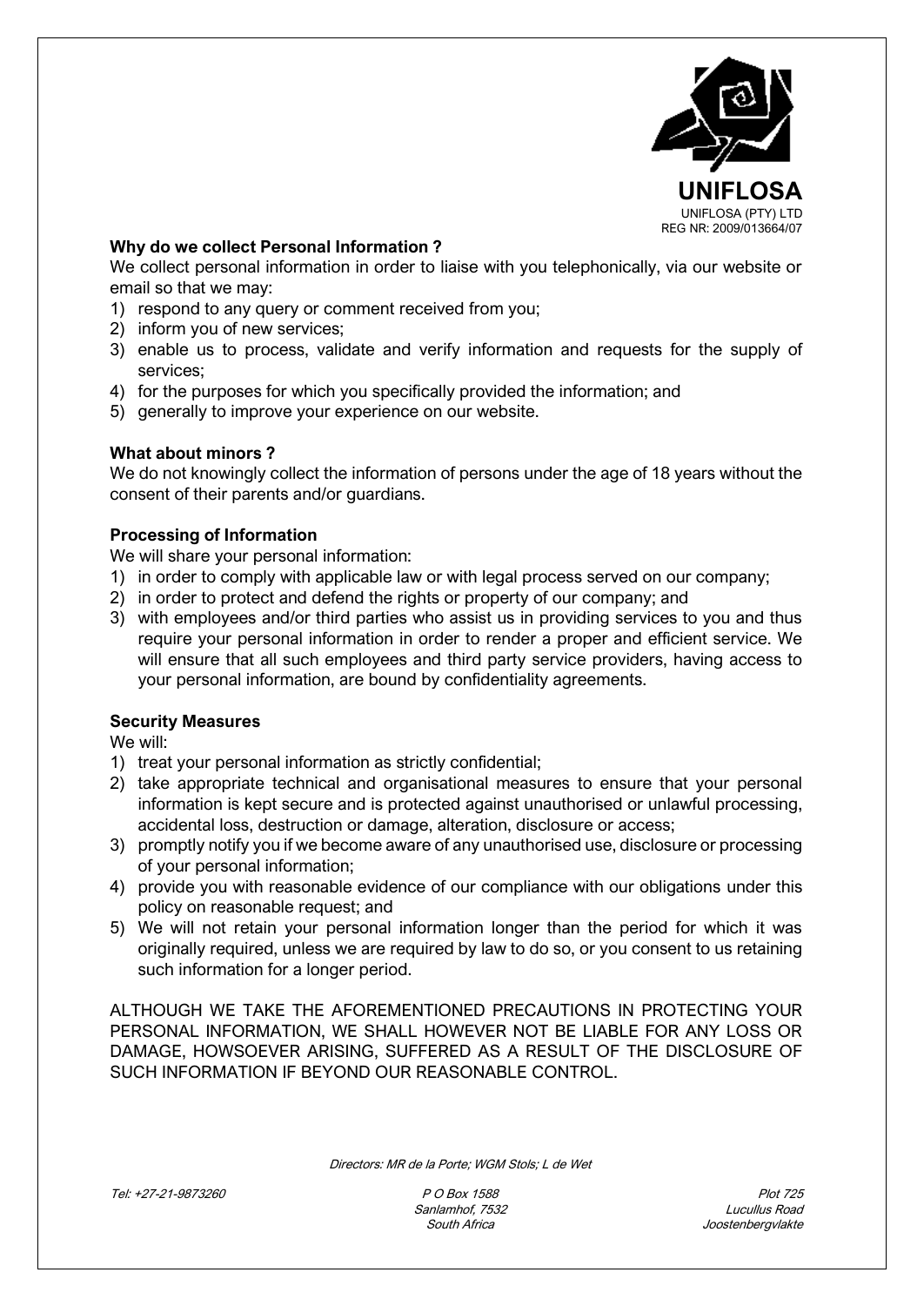### Why do we collect Personal Information ?

We collect personal information in order to liaise with you telephonically, via our website or email so that we may:

1) respond to any query or comment received from you;
2) inform you of new services;
3) enable us to process, validate and verify information and requests for the supply of services;
4) for the purposes for which you specifically provided the information; and
5) generally to improve your experience on our website.

### What about minors ?

We do not knowingly collect the information of persons under the age of 18 years without the consent of their parents and/or guardians.

### Processing of Information

We will share your personal information:

1) in order to comply with applicable law or with legal process served on our company;
2) in order to protect and defend the rights or property of our company; and
3) with employees and/or third parties who assist us in providing services to you and thus require your personal information in order to render a proper and efficient service. We will ensure that all such employees and third party service providers, having access to your personal information, are bound by confidentiality agreements.

### Security Measures

We will:

1) treat your personal information as strictly confidential;
2) take appropriate technical and organisational measures to ensure that your personal information is kept secure and is protected against unauthorised or unlawful processing, accidental loss, destruction or damage, alteration, disclosure or access;
3) promptly notify you if we become aware of any unauthorised use, disclosure or processing of your personal information;
4) provide you with reasonable evidence of our compliance with our obligations under this policy on reasonable request; and
5) We will not retain your personal information longer than the period for which it was originally required, unless we are required by law to do so, or you consent to us retaining such information for a longer period.

ALTHOUGH WE TAKE THE AFOREMENTIONED PRECAUTIONS IN PROTECTING YOUR PERSONAL INFORMATION, WE SHALL HOWEVER NOT BE LIABLE FOR ANY LOSS OR DAMAGE, HOWSOEVER ARISING, SUFFERED AS A RESULT OF THE DISCLOSURE OF SUCH INFORMATION IF BEYOND OUR REASONABLE CONTROL.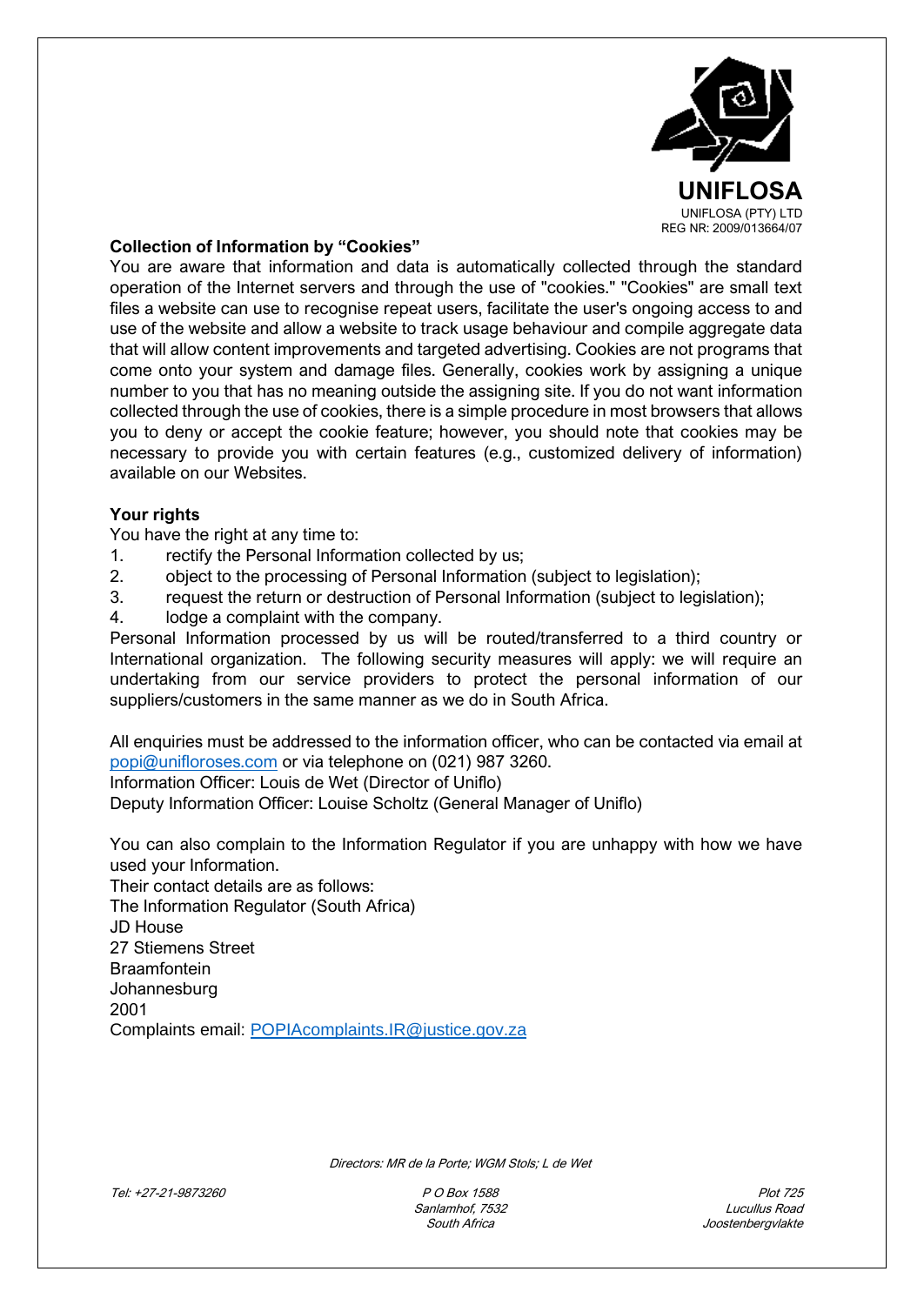## Collection of Information by "Cookies"

You are aware that information and data is automatically collected through the standard operation of the Internet servers and through the use of "cookies." "Cookies" are small text files a website can use to recognise repeat users, facilitate the user's ongoing access to and use of the website and allow a website to track usage behaviour and compile aggregate data that will allow content improvements and targeted advertising. Cookies are not programs that come onto your system and damage files. Generally, cookies work by assigning a unique number to you that has no meaning outside the assigning site. If you do not want information collected through the use of cookies, there is a simple procedure in most browsers that allows you to deny or accept the cookie feature; however, you should note that cookies may be necessary to provide you with certain features (e.g., customized delivery of information) available on our Websites.

## Your rights

You have the right at any time to:

1. rectify the Personal Information collected by us;
2. object to the processing of Personal Information (subject to legislation);
3. request the return or destruction of Personal Information (subject to legislation);
4. lodge a complaint with the company.

Personal Information processed by us will be routed/transferred to a third country or International organization. The following security measures will apply: we will require an undertaking from our service providers to protect the personal information of our suppliers/customers in the same manner as we do in South Africa.

All enquiries must be addressed to the information officer, who can be contacted via email at popi@unifloroses.com or via telephone on (021) 987 3260.
Information Officer: Louis de Wet (Director of Uniflo)
Deputy Information Officer: Louise Scholtz (General Manager of Uniflo)

You can also complain to the Information Regulator if you are unhappy with how we have used your Information.
Their contact details are as follows:
The Information Regulator (South Africa)
JD House
27 Stiemens Street
Braamfontein
Johannesburg
2001
Complaints email: POPIAcomplaints.IR@justice.gov.za